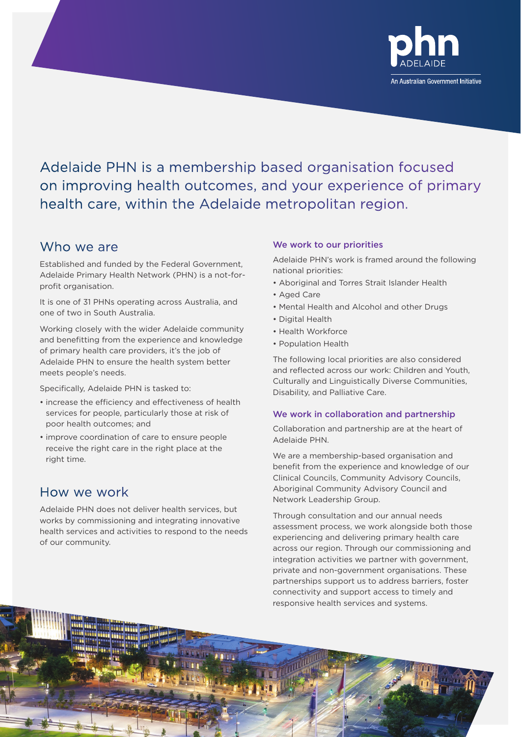phn ADELAIDE

An Australian Government Initiative

# Adelaide PHN is a membership based organisation focused on improving health outcomes, and your experience of primary health care, within the Adelaide metropolitan region.

## Who we are

Established and funded by the Federal Government, Adelaide Primary Health Network (PHN) is a not-for-profit organisation.

It is one of 31 PHNs operating across Australia, and one of two in South Australia.

Working closely with the wider Adelaide community and benefitting from the experience and knowledge of primary health care providers, it's the job of Adelaide PHN to ensure the health system better meets people's needs.

Specifically, Adelaide PHN is tasked to:

- increase the efficiency and effectiveness of health services for people, particularly those at risk of poor health outcomes; and
- improve coordination of care to ensure people receive the right care in the right place at the right time.

## How we work

Adelaide PHN does not deliver health services, but works by commissioning and integrating innovative health services and activities to respond to the needs of our community.

### We work to our priorities

Adelaide PHN's work is framed around the following national priorities:

- Aboriginal and Torres Strait Islander Health
- Aged Care
- Mental Health and Alcohol and other Drugs
- Digital Health
- Health Workforce
- Population Health

The following local priorities are also considered and reflected across our work: Children and Youth, Culturally and Linguistically Diverse Communities, Disability, and Palliative Care.

### We work in collaboration and partnership

Collaboration and partnership are at the heart of Adelaide PHN.

We are a membership-based organisation and benefit from the experience and knowledge of our Clinical Councils, Community Advisory Councils, Aboriginal Community Advisory Council and Network Leadership Group.

Through consultation and our annual needs assessment process, we work alongside both those experiencing and delivering primary health care across our region. Through our commissioning and integration activities we partner with government, private and non-government organisations. These partnerships support us to address barriers, foster connectivity and support access to timely and responsive health services and systems.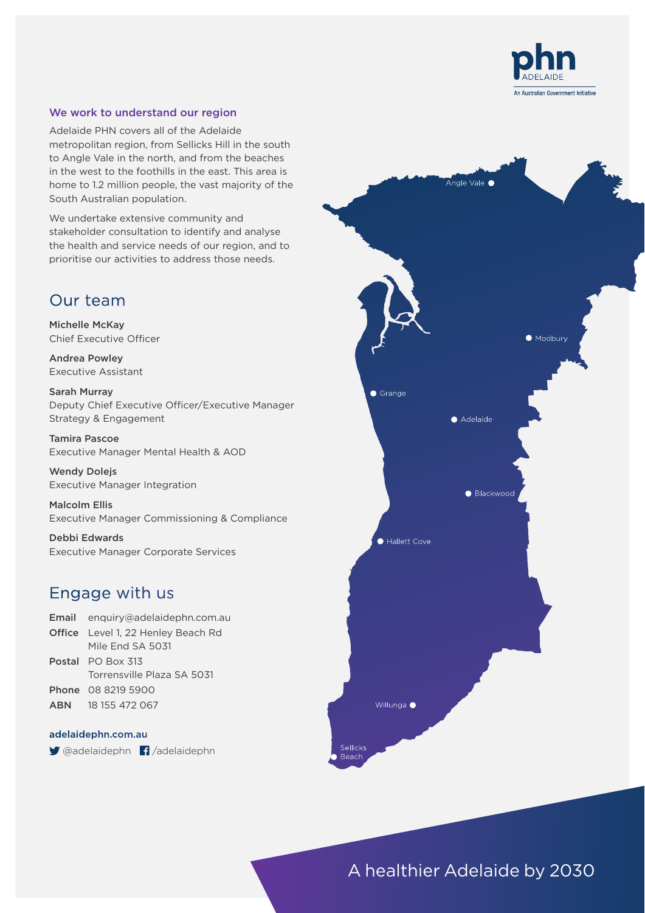## We work to understand our region

Adelaide PHN covers all of the Adelaide metropolitan region, from Sellicks Hill in the south to Angle Vale in the north, and from the beaches in the west to the foothills in the east. This area is home to 1.2 million people, the vast majority of the South Australian population.

We undertake extensive community and stakeholder consultation to identify and analyse the health and service needs of our region, and to prioritise our activities to address those needs.

## Our team

**Michelle McKay**
Chief Executive Officer

**Andrea Powley**
Executive Assistant

**Sarah Murray**
Deputy Chief Executive Officer/Executive Manager Strategy & Engagement

**Tamira Pascoe**
Executive Manager Mental Health & AOD

**Wendy Dolejs**
Executive Manager Integration

**Malcolm Ellis**
Executive Manager Commissioning & Compliance

**Debbi Edwards**
Executive Manager Corporate Services

## Engage with us

**Email** enquiry@adelaidephn.com.au

**Office** Level 1, 22 Henley Beach Rd
Mile End SA 5031

**Postal** PO Box 313
Torrensville Plaza SA 5031

**Phone** 08 8219 5900

**ABN** 18 155 472 067

adelaidephn.com.au

@adelaidephn /adelaidephn

Angle Vale
Modbury
Grange
Adelaide
Blackwood
Hallett Cove
Willunga
Sellicks Beach

A healthier Adelaide by 2030